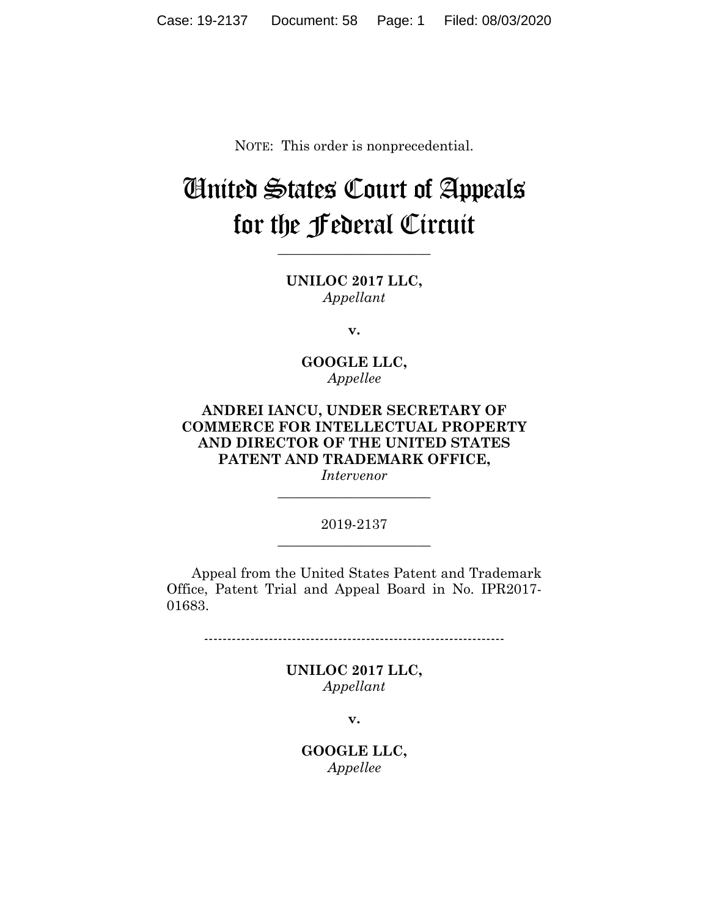NOTE: This order is nonprecedential.

# United States Court of Appeals for the Federal Circuit

______________________

**UNILOC 2017 LLC,**
*Appellant*

**v.**

**GOOGLE LLC,**
*Appellee*

**ANDREI IANCU, UNDER SECRETARY OF COMMERCE FOR INTELLECTUAL PROPERTY AND DIRECTOR OF THE UNITED STATES PATENT AND TRADEMARK OFFICE,**
*Intervenor*

______________________

2019-2137

______________________

Appeal from the United States Patent and Trademark Office, Patent Trial and Appeal Board in No. IPR2017-01683.

---------------------------------------------------------------

**UNILOC 2017 LLC,**
*Appellant*

**v.**

**GOOGLE LLC,**
*Appellee*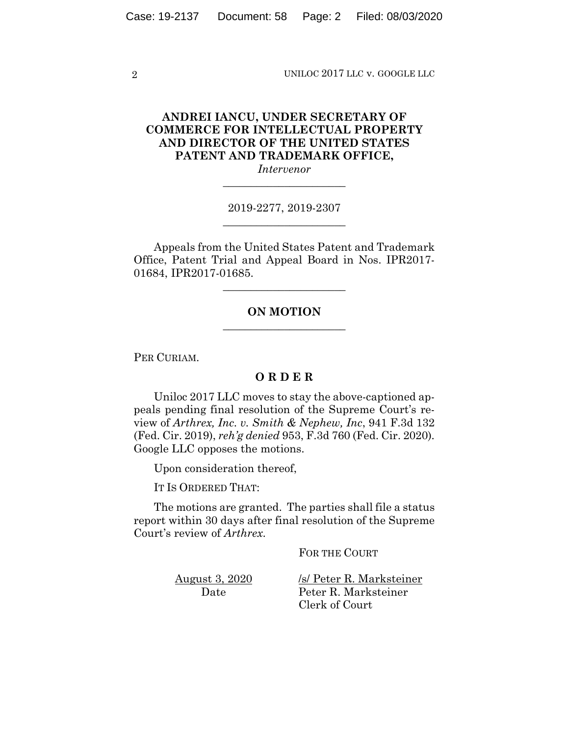**ANDREI IANCU, UNDER SECRETARY OF COMMERCE FOR INTELLECTUAL PROPERTY AND DIRECTOR OF THE UNITED STATES PATENT AND TRADEMARK OFFICE,**
*Intervenor*

---

2019-2277, 2019-2307

---

Appeals from the United States Patent and Trademark Office, Patent Trial and Appeal Board in Nos. IPR2017-01684, IPR2017-01685.

---

**ON MOTION**

---

PER CURIAM.

**O R D E R**

Uniloc 2017 LLC moves to stay the above-captioned appeals pending final resolution of the Supreme Court's review of *Arthrex, Inc. v. Smith & Nephew, Inc*, 941 F.3d 132 (Fed. Cir. 2019), *reh'g denied* 953, F.3d 760 (Fed. Cir. 2020). Google LLC opposes the motions.

Upon consideration thereof,

IT IS ORDERED THAT:

The motions are granted. The parties shall file a status report within 30 days after final resolution of the Supreme Court's review of *Arthrex*.

FOR THE COURT

August 3, 2020
Date

/s/ Peter R. Marksteiner
Peter R. Marksteiner
Clerk of Court